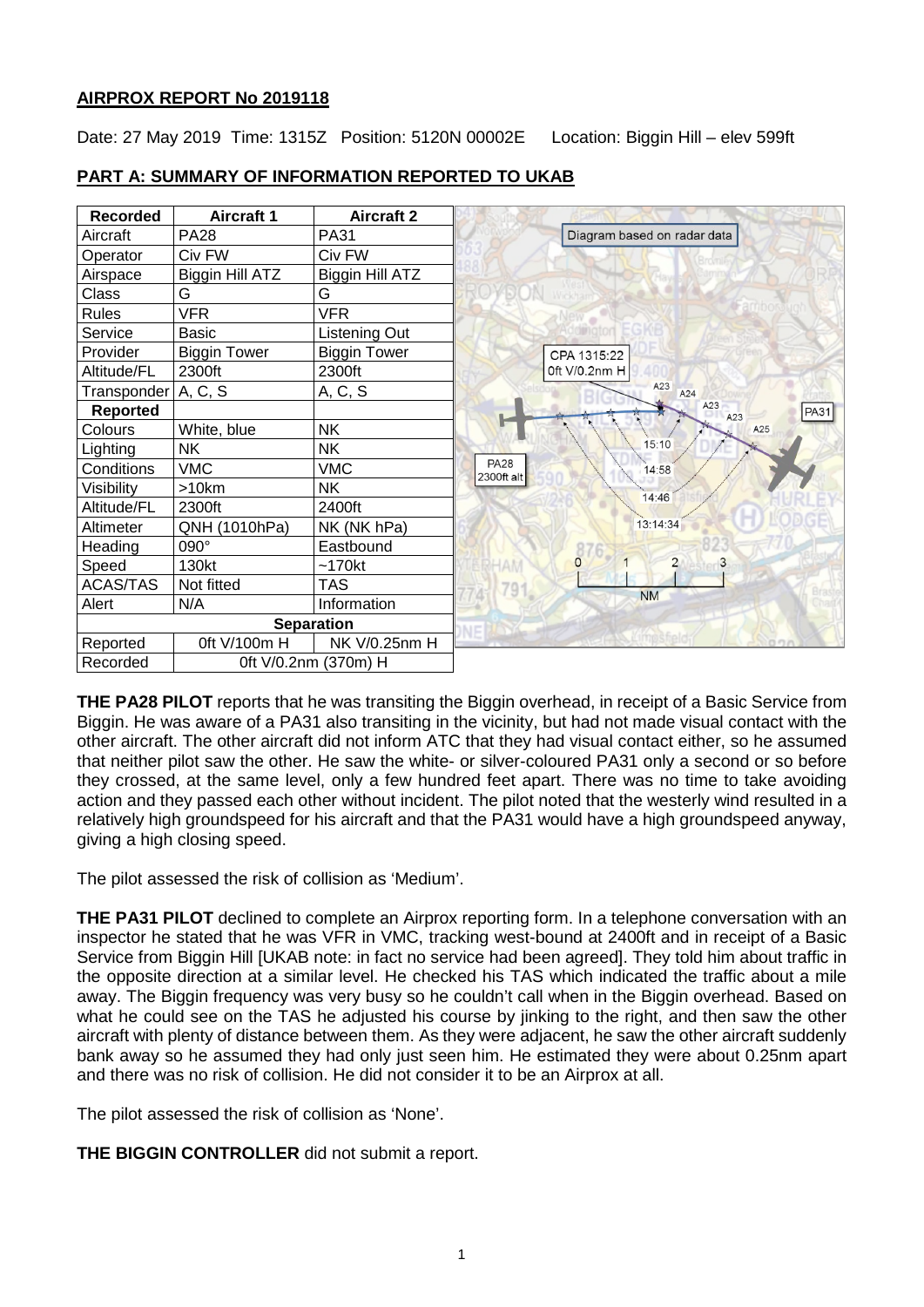**AIRPROX REPORT No 2019118**

Date: 27 May 2019 Time: 1315Z Position: 5120N 00002E Location: Biggin Hill – elev 599ft

## PART A: SUMMARY OF INFORMATION REPORTED TO UKAB

| Recorded | Aircraft 1 | Aircraft 2 |
|---|---|---|
| Aircraft | PA28 | PA31 |
| Operator | Civ FW | Civ FW |
| Airspace | Biggin Hill ATZ | Biggin Hill ATZ |
| Class | G | G |
| Rules | VFR | VFR |
| Service | Basic | Listening Out |
| Provider | Biggin Tower | Biggin Tower |
| Altitude/FL | 2300ft | 2300ft |
| Transponder | A, C, S | A, C, S |
| **Reported** | | |
| Colours | White, blue | NK |
| Lighting | NK | NK |
| Conditions | VMC | VMC |
| Visibility | >10km | NK |
| Altitude/FL | 2300ft | 2400ft |
| Altimeter | QNH (1010hPa) | NK (NK hPa) |
| Heading | 090° | Eastbound |
| Speed | 130kt | ~170kt |
| ACAS/TAS | Not fitted | TAS |
| Alert | N/A | Information |
| **Separation** | | |
| Reported | 0ft V/100m H | NK V/0.25nm H |
| Recorded | 0ft V/0.2nm (370m) H | |

**THE PA28 PILOT** reports that he was transiting the Biggin overhead, in receipt of a Basic Service from Biggin. He was aware of a PA31 also transiting in the vicinity, but had not made visual contact with the other aircraft. The other aircraft did not inform ATC that they had visual contact either, so he assumed that neither pilot saw the other. He saw the white- or silver-coloured PA31 only a second or so before they crossed, at the same level, only a few hundred feet apart. There was no time to take avoiding action and they passed each other without incident. The pilot noted that the westerly wind resulted in a relatively high groundspeed for his aircraft and that the PA31 would have a high groundspeed anyway, giving a high closing speed.

The pilot assessed the risk of collision as 'Medium'.

**THE PA31 PILOT** declined to complete an Airprox reporting form. In a telephone conversation with an inspector he stated that he was VFR in VMC, tracking west-bound at 2400ft and in receipt of a Basic Service from Biggin Hill [UKAB note: in fact no service had been agreed]. They told him about traffic in the opposite direction at a similar level. He checked his TAS which indicated the traffic about a mile away. The Biggin frequency was very busy so he couldn't call when in the Biggin overhead. Based on what he could see on the TAS he adjusted his course by jinking to the right, and then saw the other aircraft with plenty of distance between them. As they were adjacent, he saw the other aircraft suddenly bank away so he assumed they had only just seen him. He estimated they were about 0.25nm apart and there was no risk of collision. He did not consider it to be an Airprox at all.

The pilot assessed the risk of collision as 'None'.

**THE BIGGIN CONTROLLER** did not submit a report.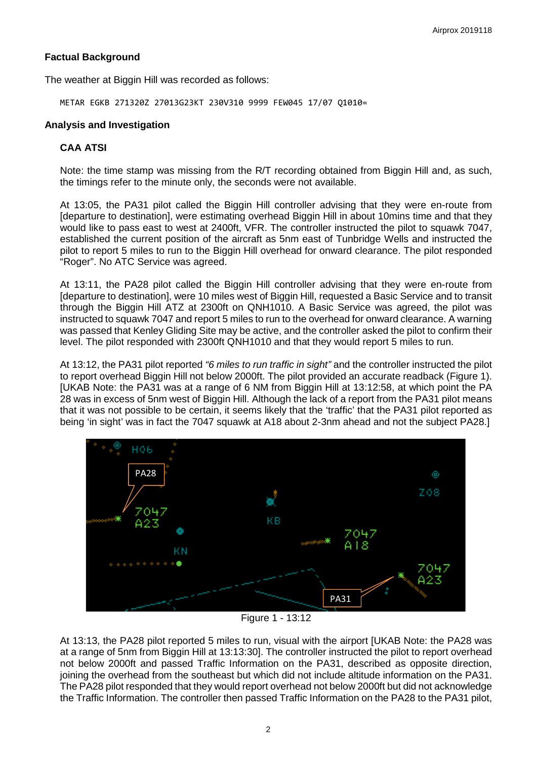## Factual Background

The weather at Biggin Hill was recorded as follows:

```
METAR EGKB 271320Z 27013G23KT 230V310 9999 FEW045 17/07 Q1010=
```

## Analysis and Investigation

### CAA ATSI

Note: the time stamp was missing from the R/T recording obtained from Biggin Hill and, as such, the timings refer to the minute only, the seconds were not available.

At 13:05, the PA31 pilot called the Biggin Hill controller advising that they were en-route from [departure to destination], were estimating overhead Biggin Hill in about 10mins time and that they would like to pass east to west at 2400ft, VFR. The controller instructed the pilot to squawk 7047, established the current position of the aircraft as 5nm east of Tunbridge Wells and instructed the pilot to report 5 miles to run to the Biggin Hill overhead for onward clearance. The pilot responded "Roger". No ATC Service was agreed.

At 13:11, the PA28 pilot called the Biggin Hill controller advising that they were en-route from [departure to destination], were 10 miles west of Biggin Hill, requested a Basic Service and to transit through the Biggin Hill ATZ at 2300ft on QNH1010. A Basic Service was agreed, the pilot was instructed to squawk 7047 and report 5 miles to run to the overhead for onward clearance. A warning was passed that Kenley Gliding Site may be active, and the controller asked the pilot to confirm their level. The pilot responded with 2300ft QNH1010 and that they would report 5 miles to run.

At 13:12, the PA31 pilot reported *"6 miles to run traffic in sight"* and the controller instructed the pilot to report overhead Biggin Hill not below 2000ft. The pilot provided an accurate readback (Figure 1). [UKAB Note: the PA31 was at a range of 6 NM from Biggin Hill at 13:12:58, at which point the PA 28 was in excess of 5nm west of Biggin Hill. Although the lack of a report from the PA31 pilot means that it was not possible to be certain, it seems likely that the 'traffic' that the PA31 pilot reported as being 'in sight' was in fact the 7047 squawk at A18 about 2-3nm ahead and not the subject PA28.]

PA28
7047
A23
H06
KN
KB
7047
A18
Z08
7047
A23
PA31

Figure 1 - 13:12

At 13:13, the PA28 pilot reported 5 miles to run, visual with the airport [UKAB Note: the PA28 was at a range of 5nm from Biggin Hill at 13:13:30]. The controller instructed the pilot to report overhead not below 2000ft and passed Traffic Information on the PA31, described as opposite direction, joining the overhead from the southeast but which did not include altitude information on the PA31. The PA28 pilot responded that they would report overhead not below 2000ft but did not acknowledge the Traffic Information. The controller then passed Traffic Information on the PA28 to the PA31 pilot,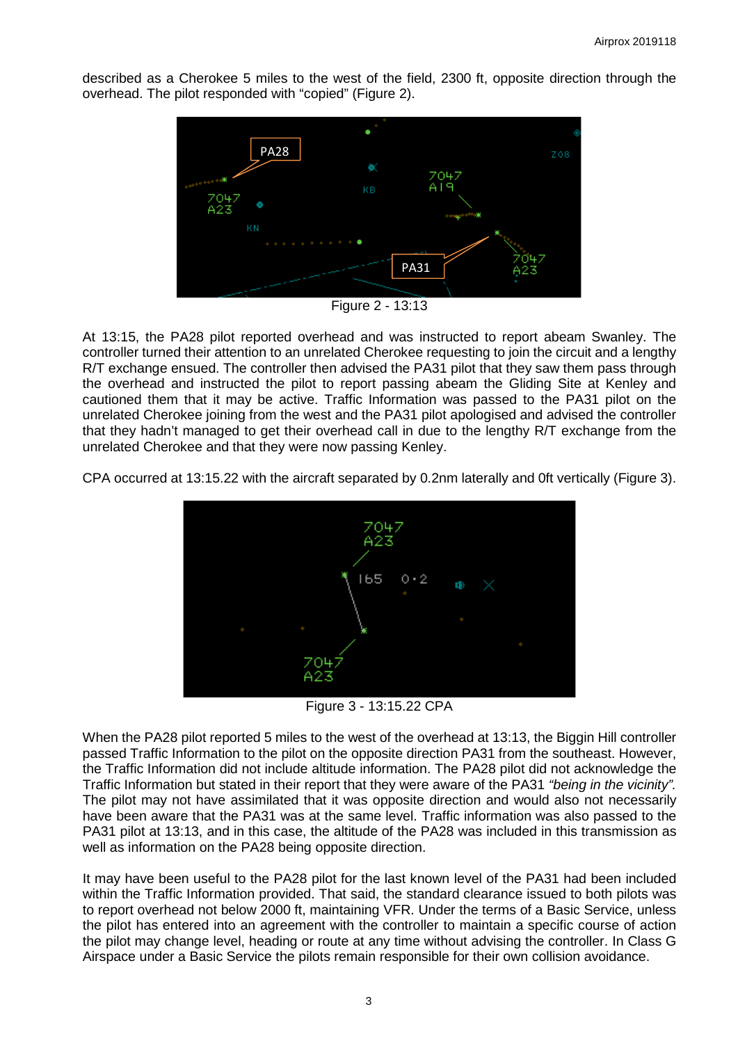described as a Cherokee 5 miles to the west of the field, 2300 ft, opposite direction through the overhead. The pilot responded with "copied" (Figure 2).

PA28

7047
A23

KB

KN

7047
A19

Z08

PA31

7047
A23

Figure 2 - 13:13

At 13:15, the PA28 pilot reported overhead and was instructed to report abeam Swanley. The controller turned their attention to an unrelated Cherokee requesting to join the circuit and a lengthy R/T exchange ensued. The controller then advised the PA31 pilot that they saw them pass through the overhead and instructed the pilot to report passing abeam the Gliding Site at Kenley and cautioned them that it may be active. Traffic Information was passed to the PA31 pilot on the unrelated Cherokee joining from the west and the PA31 pilot apologised and advised the controller that they hadn't managed to get their overhead call in due to the lengthy R/T exchange from the unrelated Cherokee and that they were now passing Kenley.

CPA occurred at 13:15.22 with the aircraft separated by 0.2nm laterally and 0ft vertically (Figure 3).

7047
A23

165 0·2

7047
A23

Figure 3 - 13:15.22 CPA

When the PA28 pilot reported 5 miles to the west of the overhead at 13:13, the Biggin Hill controller passed Traffic Information to the pilot on the opposite direction PA31 from the southeast. However, the Traffic Information did not include altitude information. The PA28 pilot did not acknowledge the Traffic Information but stated in their report that they were aware of the PA31 *"being in the vicinity"*. The pilot may not have assimilated that it was opposite direction and would also not necessarily have been aware that the PA31 was at the same level. Traffic information was also passed to the PA31 pilot at 13:13, and in this case, the altitude of the PA28 was included in this transmission as well as information on the PA28 being opposite direction.

It may have been useful to the PA28 pilot for the last known level of the PA31 had been included within the Traffic Information provided. That said, the standard clearance issued to both pilots was to report overhead not below 2000 ft, maintaining VFR. Under the terms of a Basic Service, unless the pilot has entered into an agreement with the controller to maintain a specific course of action the pilot may change level, heading or route at any time without advising the controller. In Class G Airspace under a Basic Service the pilots remain responsible for their own collision avoidance.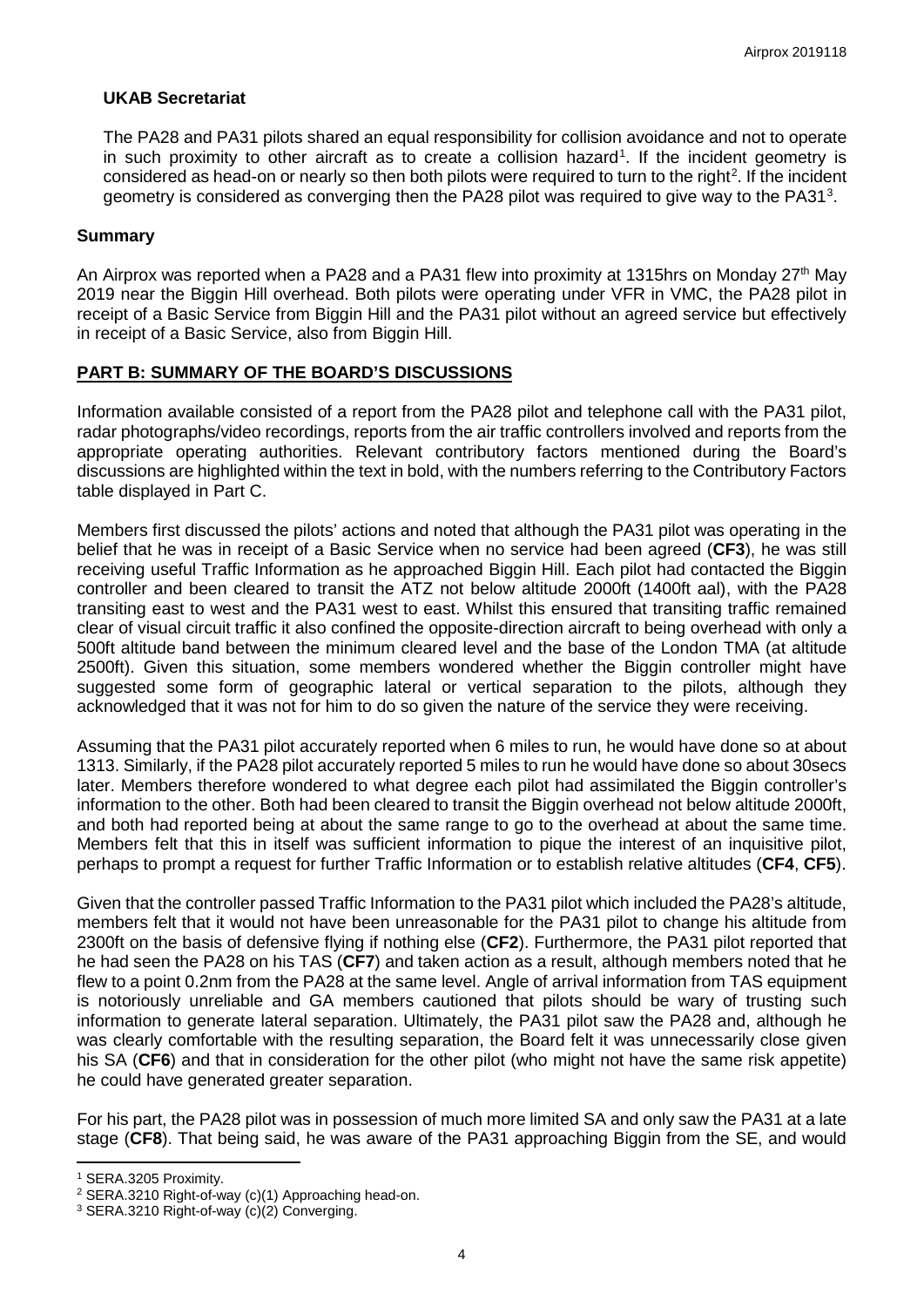### UKAB Secretariat

The PA28 and PA31 pilots shared an equal responsibility for collision avoidance and not to operate in such proximity to other aircraft as to create a collision hazard[1]. If the incident geometry is considered as head-on or nearly so then both pilots were required to turn to the right[2]. If the incident geometry is considered as converging then the PA28 pilot was required to give way to the PA31[3].

### Summary

An Airprox was reported when a PA28 and a PA31 flew into proximity at 1315hrs on Monday 27th May 2019 near the Biggin Hill overhead. Both pilots were operating under VFR in VMC, the PA28 pilot in receipt of a Basic Service from Biggin Hill and the PA31 pilot without an agreed service but effectively in receipt of a Basic Service, also from Biggin Hill.

## PART B: SUMMARY OF THE BOARD'S DISCUSSIONS

Information available consisted of a report from the PA28 pilot and telephone call with the PA31 pilot, radar photographs/video recordings, reports from the air traffic controllers involved and reports from the appropriate operating authorities. Relevant contributory factors mentioned during the Board's discussions are highlighted within the text in bold, with the numbers referring to the Contributory Factors table displayed in Part C.

Members first discussed the pilots' actions and noted that although the PA31 pilot was operating in the belief that he was in receipt of a Basic Service when no service had been agreed (**CF3**), he was still receiving useful Traffic Information as he approached Biggin Hill. Each pilot had contacted the Biggin controller and been cleared to transit the ATZ not below altitude 2000ft (1400ft aal), with the PA28 transiting east to west and the PA31 west to east. Whilst this ensured that transiting traffic remained clear of visual circuit traffic it also confined the opposite-direction aircraft to being overhead with only a 500ft altitude band between the minimum cleared level and the base of the London TMA (at altitude 2500ft). Given this situation, some members wondered whether the Biggin controller might have suggested some form of geographic lateral or vertical separation to the pilots, although they acknowledged that it was not for him to do so given the nature of the service they were receiving.

Assuming that the PA31 pilot accurately reported when 6 miles to run, he would have done so at about 1313. Similarly, if the PA28 pilot accurately reported 5 miles to run he would have done so about 30secs later. Members therefore wondered to what degree each pilot had assimilated the Biggin controller's information to the other. Both had been cleared to transit the Biggin overhead not below altitude 2000ft, and both had reported being at about the same range to go to the overhead at about the same time. Members felt that this in itself was sufficient information to pique the interest of an inquisitive pilot, perhaps to prompt a request for further Traffic Information or to establish relative altitudes (**CF4**, **CF5**).

Given that the controller passed Traffic Information to the PA31 pilot which included the PA28's altitude, members felt that it would not have been unreasonable for the PA31 pilot to change his altitude from 2300ft on the basis of defensive flying if nothing else (**CF2**). Furthermore, the PA31 pilot reported that he had seen the PA28 on his TAS (**CF7**) and taken action as a result, although members noted that he flew to a point 0.2nm from the PA28 at the same level. Angle of arrival information from TAS equipment is notoriously unreliable and GA members cautioned that pilots should be wary of trusting such information to generate lateral separation. Ultimately, the PA31 pilot saw the PA28 and, although he was clearly comfortable with the resulting separation, the Board felt it was unnecessarily close given his SA (**CF6**) and that in consideration for the other pilot (who might not have the same risk appetite) he could have generated greater separation.

For his part, the PA28 pilot was in possession of much more limited SA and only saw the PA31 at a late stage (**CF8**). That being said, he was aware of the PA31 approaching Biggin from the SE, and would

[1] SERA.3205 Proximity.

[2] SERA.3210 Right-of-way (c)(1) Approaching head-on.

[3] SERA.3210 Right-of-way (c)(2) Converging.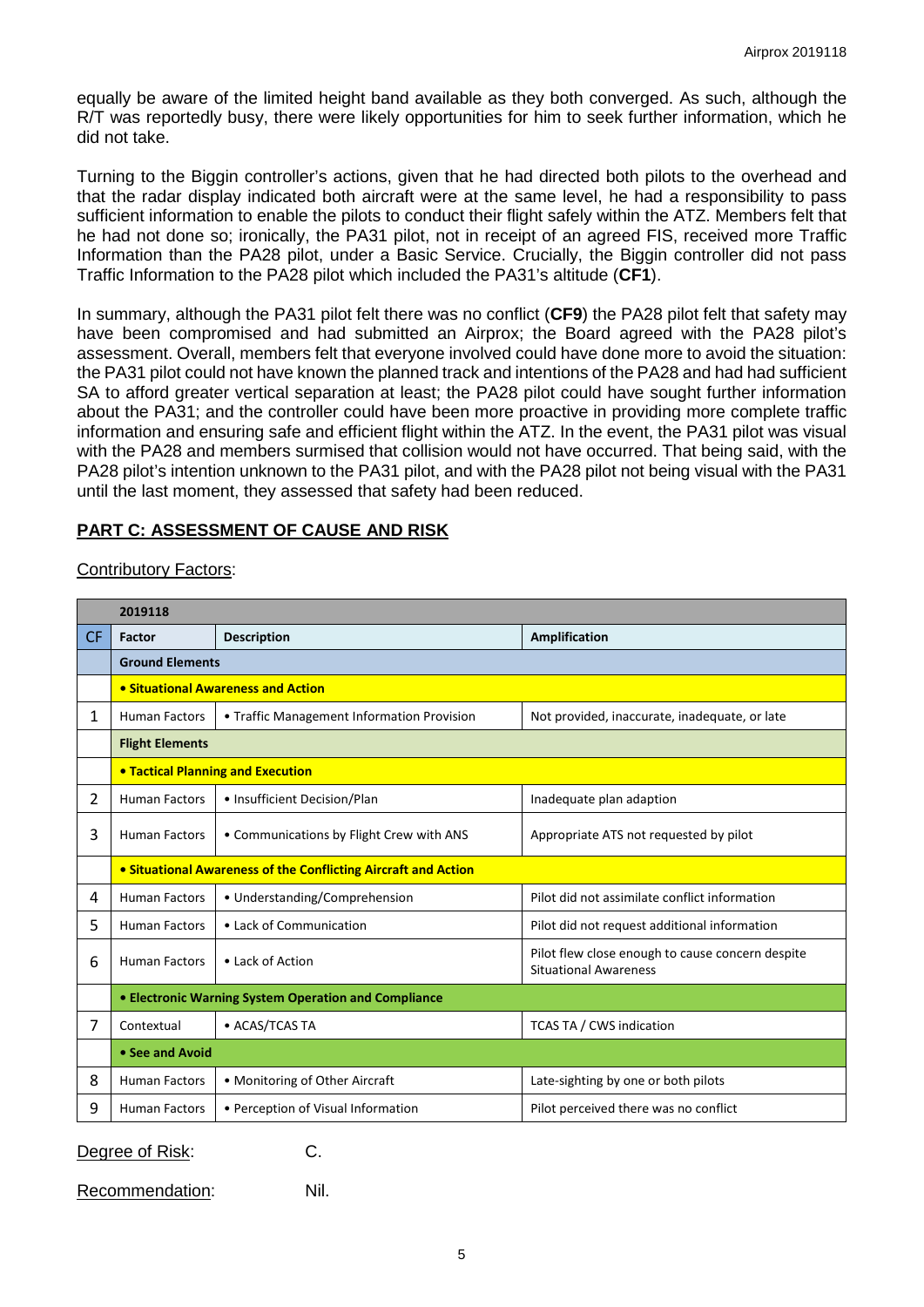equally be aware of the limited height band available as they both converged. As such, although the R/T was reportedly busy, there were likely opportunities for him to seek further information, which he did not take.

Turning to the Biggin controller's actions, given that he had directed both pilots to the overhead and that the radar display indicated both aircraft were at the same level, he had a responsibility to pass sufficient information to enable the pilots to conduct their flight safely within the ATZ. Members felt that he had not done so; ironically, the PA31 pilot, not in receipt of an agreed FIS, received more Traffic Information than the PA28 pilot, under a Basic Service. Crucially, the Biggin controller did not pass Traffic Information to the PA28 pilot which included the PA31's altitude (**CF1**).

In summary, although the PA31 pilot felt there was no conflict (**CF9**) the PA28 pilot felt that safety may have been compromised and had submitted an Airprox; the Board agreed with the PA28 pilot's assessment. Overall, members felt that everyone involved could have done more to avoid the situation: the PA31 pilot could not have known the planned track and intentions of the PA28 and had had sufficient SA to afford greater vertical separation at least; the PA28 pilot could have sought further information about the PA31; and the controller could have been more proactive in providing more complete traffic information and ensuring safe and efficient flight within the ATZ. In the event, the PA31 pilot was visual with the PA28 and members surmised that collision would not have occurred. That being said, with the PA28 pilot's intention unknown to the PA31 pilot, and with the PA28 pilot not being visual with the PA31 until the last moment, they assessed that safety had been reduced.

## PART C: ASSESSMENT OF CAUSE AND RISK

Contributory Factors:

| | 2019118 | | |
|---|---|---|---|
| CF | Factor | Description | Amplification |
| | **Ground Elements** | | |
| | **• Situational Awareness and Action** | | |
| 1 | Human Factors | • Traffic Management Information Provision | Not provided, inaccurate, inadequate, or late |
| | **Flight Elements** | | |
| | **• Tactical Planning and Execution** | | |
| 2 | Human Factors | • Insufficient Decision/Plan | Inadequate plan adaption |
| 3 | Human Factors | • Communications by Flight Crew with ANS | Appropriate ATS not requested by pilot |
| | **• Situational Awareness of the Conflicting Aircraft and Action** | | |
| 4 | Human Factors | • Understanding/Comprehension | Pilot did not assimilate conflict information |
| 5 | Human Factors | • Lack of Communication | Pilot did not request additional information |
| 6 | Human Factors | • Lack of Action | Pilot flew close enough to cause concern despite Situational Awareness |
| | **• Electronic Warning System Operation and Compliance** | | |
| 7 | Contextual | • ACAS/TCAS TA | TCAS TA / CWS indication |
| | **• See and Avoid** | | |
| 8 | Human Factors | • Monitoring of Other Aircraft | Late-sighting by one or both pilots |
| 9 | Human Factors | • Perception of Visual Information | Pilot perceived there was no conflict |

Degree of Risk: C.

Recommendation: Nil.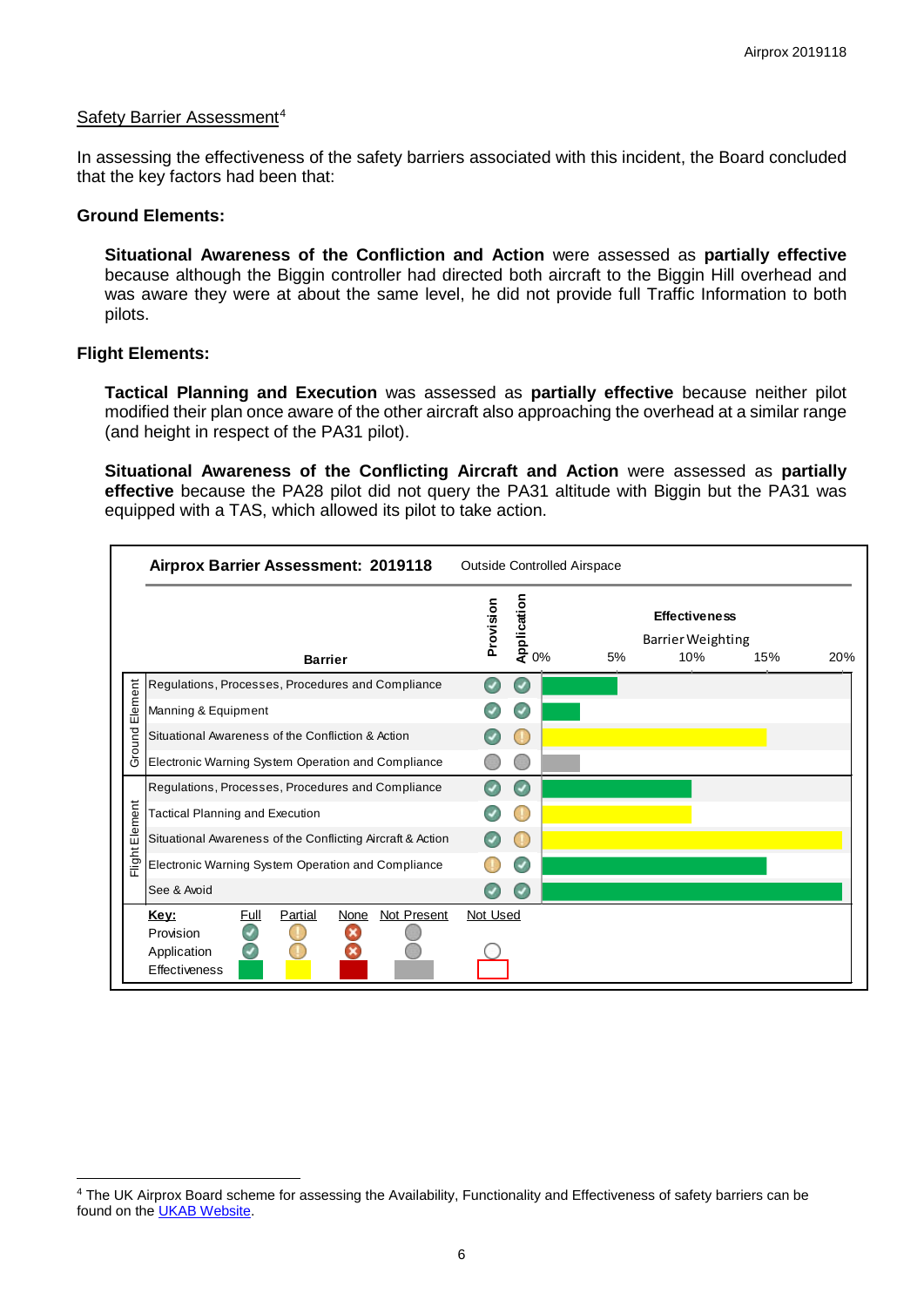Safety Barrier Assessment[4]

In assessing the effectiveness of the safety barriers associated with this incident, the Board concluded that the key factors had been that:

**Ground Elements:**

**Situational Awareness of the Confliction and Action** were assessed as **partially effective** because although the Biggin controller had directed both aircraft to the Biggin Hill overhead and was aware they were at about the same level, he did not provide full Traffic Information to both pilots.

**Flight Elements:**

**Tactical Planning and Execution** was assessed as **partially effective** because neither pilot modified their plan once aware of the other aircraft also approaching the overhead at a similar range (and height in respect of the PA31 pilot).

**Situational Awareness of the Conflicting Aircraft and Action** were assessed as **partially effective** because the PA28 pilot did not query the PA31 altitude with Biggin but the PA31 was equipped with a TAS, which allowed its pilot to take action.

**Airprox Barrier Assessment: 2019118**

Outside Controlled Airspace

Effectiveness

Barrier Weighting

0% 5% 10% 15% 20%

| Element | Barrier | Provision | Application |
|---|---|---|---|
| Ground Element | Regulations, Processes, Procedures and Compliance | Full | Full |
| | Manning & Equipment | Full | Full |
| | Situational Awareness of the Confliction & Action | Full | Partial |
| | Electronic Warning System Operation and Compliance | Not Present | Not Present |
| Flight Element | Regulations, Processes, Procedures and Compliance | Full | Full |
| | Tactical Planning and Execution | Full | Partial |
| | Situational Awareness of the Conflicting Aircraft & Action | Full | Partial |
| | Electronic Warning System Operation and Compliance | Partial | Full |
| | See & Avoid | Full | Full |

Key: Full, Partial, None, Not Present, Not Used

Provision

Application

Effectiveness

[4] The UK Airprox Board scheme for assessing the Availability, Functionality and Effectiveness of safety barriers can be found on the UKAB Website.